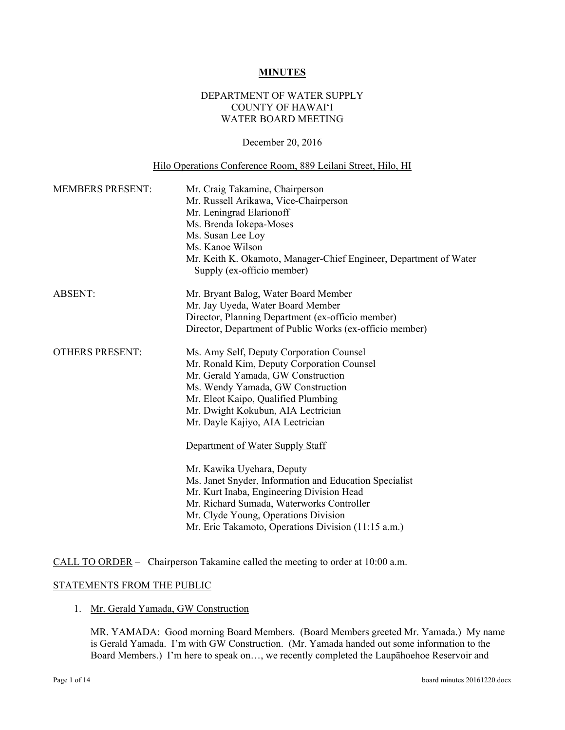# MINUTES

DEPARTMENT OF WATER SUPPLY
COUNTY OF HAWAIʻI
WATER BOARD MEETING

December 20, 2016

Hilo Operations Conference Room, 889 Leilani Street, Hilo, HI

| | |
|---|---|
| MEMBERS PRESENT: | Mr. Craig Takamine, Chairperson<br>Mr. Russell Arikawa, Vice-Chairperson<br>Mr. Leningrad Elarionoff<br>Ms. Brenda Iokepa-Moses<br>Ms. Susan Lee Loy<br>Ms. Kanoe Wilson<br>Mr. Keith K. Okamoto, Manager-Chief Engineer, Department of Water Supply (ex-officio member) |
| ABSENT: | Mr. Bryant Balog, Water Board Member<br>Mr. Jay Uyeda, Water Board Member<br>Director, Planning Department (ex-officio member)<br>Director, Department of Public Works (ex-officio member) |
| OTHERS PRESENT: | Ms. Amy Self, Deputy Corporation Counsel<br>Mr. Ronald Kim, Deputy Corporation Counsel<br>Mr. Gerald Yamada, GW Construction<br>Ms. Wendy Yamada, GW Construction<br>Mr. Eleot Kaipo, Qualified Plumbing<br>Mr. Dwight Kokubun, AIA Lectrician<br>Mr. Dayle Kajiyo, AIA Lectrician |
| | Department of Water Supply Staff |
| | Mr. Kawika Uyehara, Deputy<br>Ms. Janet Snyder, Information and Education Specialist<br>Mr. Kurt Inaba, Engineering Division Head<br>Mr. Richard Sumada, Waterworks Controller<br>Mr. Clyde Young, Operations Division<br>Mr. Eric Takamoto, Operations Division (11:15 a.m.) |

CALL TO ORDER – Chairperson Takamine called the meeting to order at 10:00 a.m.

STATEMENTS FROM THE PUBLIC

1. Mr. Gerald Yamada, GW Construction

   MR. YAMADA: Good morning Board Members. (Board Members greeted Mr. Yamada.) My name is Gerald Yamada. I'm with GW Construction. (Mr. Yamada handed out some information to the Board Members.) I'm here to speak on…, we recently completed the Laupāhoehoe Reservoir and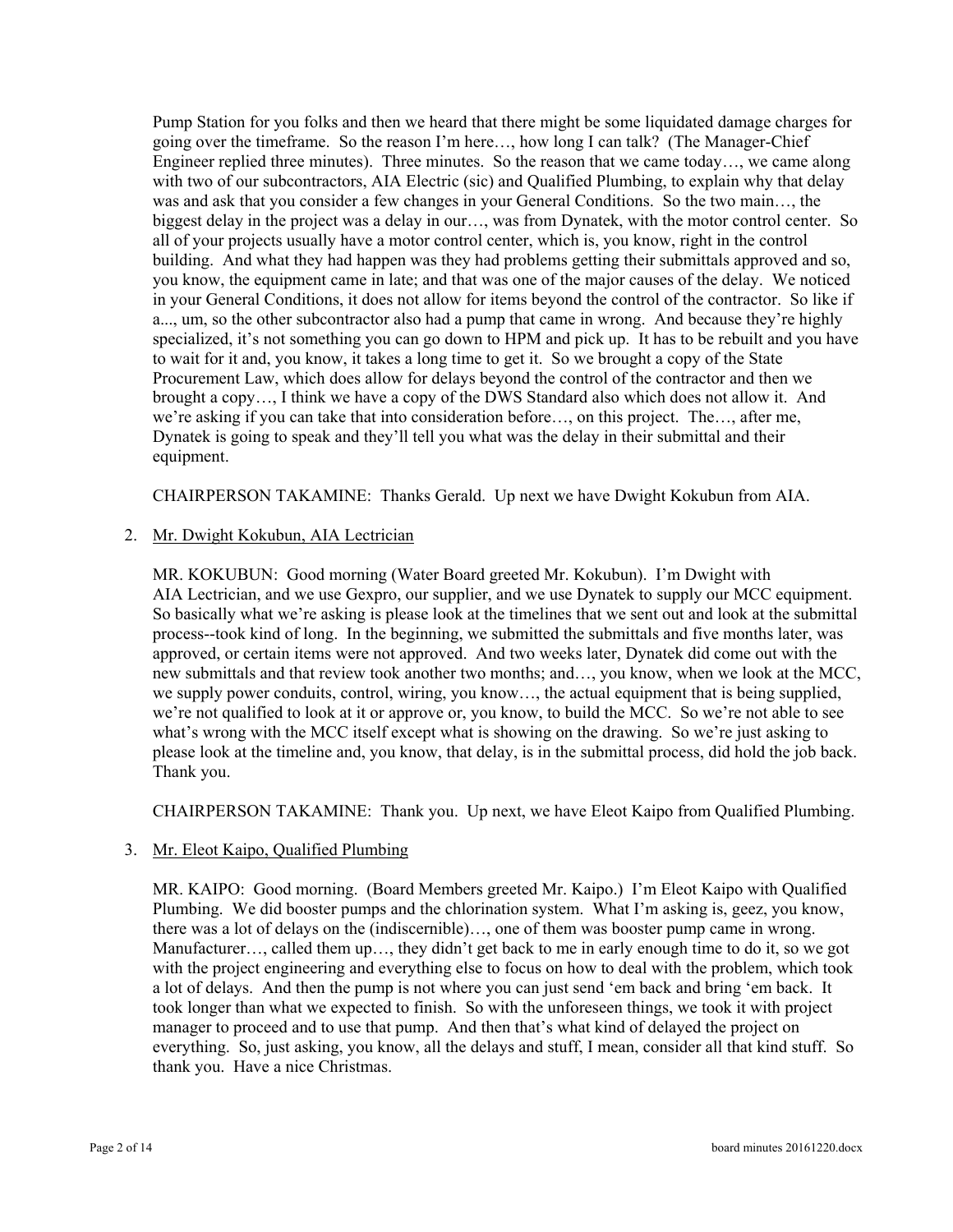Pump Station for you folks and then we heard that there might be some liquidated damage charges for going over the timeframe. So the reason I'm here…, how long I can talk? (The Manager-Chief Engineer replied three minutes). Three minutes. So the reason that we came today…, we came along with two of our subcontractors, AIA Electric (sic) and Qualified Plumbing, to explain why that delay was and ask that you consider a few changes in your General Conditions. So the two main…, the biggest delay in the project was a delay in our…, was from Dynatek, with the motor control center. So all of your projects usually have a motor control center, which is, you know, right in the control building. And what they had happen was they had problems getting their submittals approved and so, you know, the equipment came in late; and that was one of the major causes of the delay. We noticed in your General Conditions, it does not allow for items beyond the control of the contractor. So like if a..., um, so the other subcontractor also had a pump that came in wrong. And because they're highly specialized, it's not something you can go down to HPM and pick up. It has to be rebuilt and you have to wait for it and, you know, it takes a long time to get it. So we brought a copy of the State Procurement Law, which does allow for delays beyond the control of the contractor and then we brought a copy…, I think we have a copy of the DWS Standard also which does not allow it. And we're asking if you can take that into consideration before…, on this project. The…, after me, Dynatek is going to speak and they'll tell you what was the delay in their submittal and their equipment.

CHAIRPERSON TAKAMINE: Thanks Gerald. Up next we have Dwight Kokubun from AIA.

2. <u>Mr. Dwight Kokubun, AIA Lectrician</u>

MR. KOKUBUN: Good morning (Water Board greeted Mr. Kokubun). I'm Dwight with AIA Lectrician, and we use Gexpro, our supplier, and we use Dynatek to supply our MCC equipment. So basically what we're asking is please look at the timelines that we sent out and look at the submittal process--took kind of long. In the beginning, we submitted the submittals and five months later, was approved, or certain items were not approved. And two weeks later, Dynatek did come out with the new submittals and that review took another two months; and…, you know, when we look at the MCC, we supply power conduits, control, wiring, you know…, the actual equipment that is being supplied, we're not qualified to look at it or approve or, you know, to build the MCC. So we're not able to see what's wrong with the MCC itself except what is showing on the drawing. So we're just asking to please look at the timeline and, you know, that delay, is in the submittal process, did hold the job back. Thank you.

CHAIRPERSON TAKAMINE: Thank you. Up next, we have Eleot Kaipo from Qualified Plumbing.

3. <u>Mr. Eleot Kaipo, Qualified Plumbing</u>

MR. KAIPO: Good morning. (Board Members greeted Mr. Kaipo.) I'm Eleot Kaipo with Qualified Plumbing. We did booster pumps and the chlorination system. What I'm asking is, geez, you know, there was a lot of delays on the (indiscernible)…, one of them was booster pump came in wrong. Manufacturer…, called them up…, they didn't get back to me in early enough time to do it, so we got with the project engineering and everything else to focus on how to deal with the problem, which took a lot of delays. And then the pump is not where you can just send 'em back and bring 'em back. It took longer than what we expected to finish. So with the unforeseen things, we took it with project manager to proceed and to use that pump. And then that's what kind of delayed the project on everything. So, just asking, you know, all the delays and stuff, I mean, consider all that kind stuff. So thank you. Have a nice Christmas.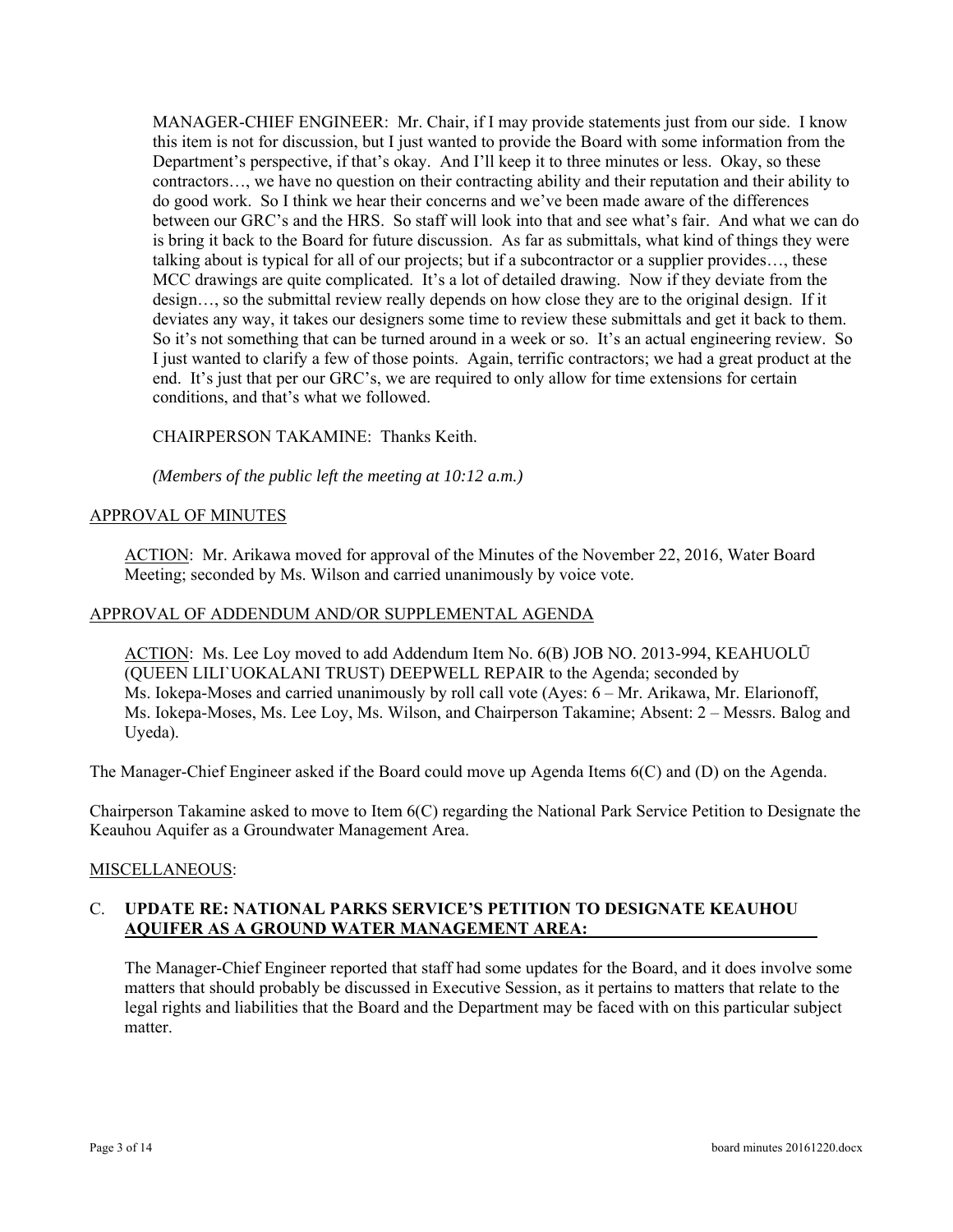MANAGER-CHIEF ENGINEER: Mr. Chair, if I may provide statements just from our side. I know this item is not for discussion, but I just wanted to provide the Board with some information from the Department's perspective, if that's okay. And I'll keep it to three minutes or less. Okay, so these contractors…, we have no question on their contracting ability and their reputation and their ability to do good work. So I think we hear their concerns and we've been made aware of the differences between our GRC's and the HRS. So staff will look into that and see what's fair. And what we can do is bring it back to the Board for future discussion. As far as submittals, what kind of things they were talking about is typical for all of our projects; but if a subcontractor or a supplier provides…, these MCC drawings are quite complicated. It's a lot of detailed drawing. Now if they deviate from the design…, so the submittal review really depends on how close they are to the original design. If it deviates any way, it takes our designers some time to review these submittals and get it back to them. So it's not something that can be turned around in a week or so. It's an actual engineering review. So I just wanted to clarify a few of those points. Again, terrific contractors; we had a great product at the end. It's just that per our GRC's, we are required to only allow for time extensions for certain conditions, and that's what we followed.

CHAIRPERSON TAKAMINE: Thanks Keith.

*(Members of the public left the meeting at 10:12 a.m.)*

APPROVAL OF MINUTES

ACTION: Mr. Arikawa moved for approval of the Minutes of the November 22, 2016, Water Board Meeting; seconded by Ms. Wilson and carried unanimously by voice vote.

APPROVAL OF ADDENDUM AND/OR SUPPLEMENTAL AGENDA

ACTION: Ms. Lee Loy moved to add Addendum Item No. 6(B) JOB NO. 2013-994, KEAHUOLŪ (QUEEN LILI`UOKALANI TRUST) DEEPWELL REPAIR to the Agenda; seconded by Ms. Iokepa-Moses and carried unanimously by roll call vote (Ayes: 6 – Mr. Arikawa, Mr. Elarionoff, Ms. Iokepa-Moses, Ms. Lee Loy, Ms. Wilson, and Chairperson Takamine; Absent: 2 – Messrs. Balog and Uyeda).

The Manager-Chief Engineer asked if the Board could move up Agenda Items 6(C) and (D) on the Agenda.

Chairperson Takamine asked to move to Item 6(C) regarding the National Park Service Petition to Designate the Keauhou Aquifer as a Groundwater Management Area.

MISCELLANEOUS:

C. **UPDATE RE: NATIONAL PARKS SERVICE'S PETITION TO DESIGNATE KEAUHOU AQUIFER AS A GROUND WATER MANAGEMENT AREA:**

The Manager-Chief Engineer reported that staff had some updates for the Board, and it does involve some matters that should probably be discussed in Executive Session, as it pertains to matters that relate to the legal rights and liabilities that the Board and the Department may be faced with on this particular subject matter.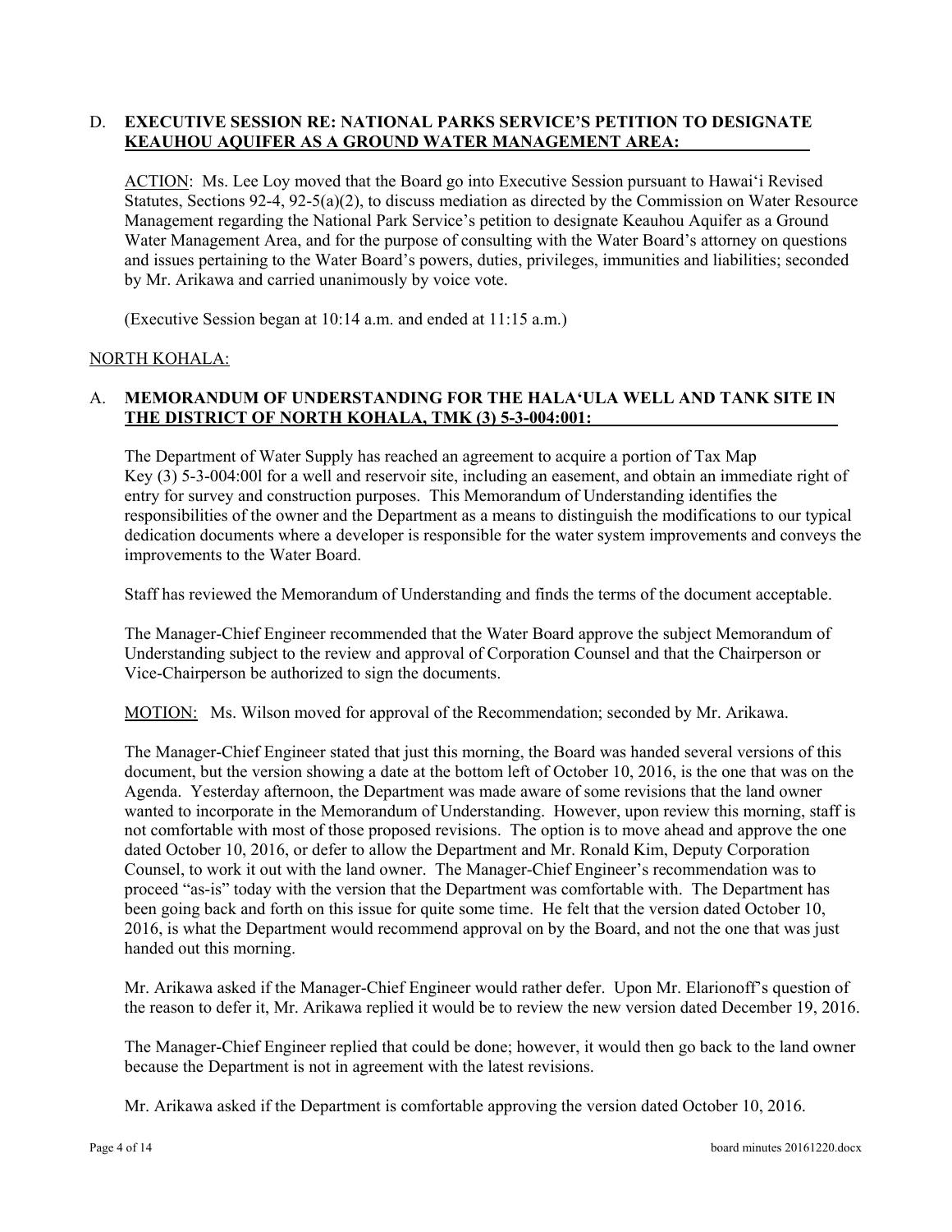D. **EXECUTIVE SESSION RE: NATIONAL PARKS SERVICE'S PETITION TO DESIGNATE KEAUHOU AQUIFER AS A GROUND WATER MANAGEMENT AREA:**

ACTION: Ms. Lee Loy moved that the Board go into Executive Session pursuant to Hawai'i Revised Statutes, Sections 92-4, 92-5(a)(2), to discuss mediation as directed by the Commission on Water Resource Management regarding the National Park Service's petition to designate Keauhou Aquifer as a Ground Water Management Area, and for the purpose of consulting with the Water Board's attorney on questions and issues pertaining to the Water Board's powers, duties, privileges, immunities and liabilities; seconded by Mr. Arikawa and carried unanimously by voice vote.

(Executive Session began at 10:14 a.m. and ended at 11:15 a.m.)

NORTH KOHALA:

A. **MEMORANDUM OF UNDERSTANDING FOR THE HALA'ULA WELL AND TANK SITE IN THE DISTRICT OF NORTH KOHALA, TMK (3) 5-3-004:001:**

The Department of Water Supply has reached an agreement to acquire a portion of Tax Map Key (3) 5-3-004:00l for a well and reservoir site, including an easement, and obtain an immediate right of entry for survey and construction purposes. This Memorandum of Understanding identifies the responsibilities of the owner and the Department as a means to distinguish the modifications to our typical dedication documents where a developer is responsible for the water system improvements and conveys the improvements to the Water Board.

Staff has reviewed the Memorandum of Understanding and finds the terms of the document acceptable.

The Manager-Chief Engineer recommended that the Water Board approve the subject Memorandum of Understanding subject to the review and approval of Corporation Counsel and that the Chairperson or Vice-Chairperson be authorized to sign the documents.

MOTION: Ms. Wilson moved for approval of the Recommendation; seconded by Mr. Arikawa.

The Manager-Chief Engineer stated that just this morning, the Board was handed several versions of this document, but the version showing a date at the bottom left of October 10, 2016, is the one that was on the Agenda. Yesterday afternoon, the Department was made aware of some revisions that the land owner wanted to incorporate in the Memorandum of Understanding. However, upon review this morning, staff is not comfortable with most of those proposed revisions. The option is to move ahead and approve the one dated October 10, 2016, or defer to allow the Department and Mr. Ronald Kim, Deputy Corporation Counsel, to work it out with the land owner. The Manager-Chief Engineer's recommendation was to proceed "as-is" today with the version that the Department was comfortable with. The Department has been going back and forth on this issue for quite some time. He felt that the version dated October 10, 2016, is what the Department would recommend approval on by the Board, and not the one that was just handed out this morning.

Mr. Arikawa asked if the Manager-Chief Engineer would rather defer. Upon Mr. Elarionoff's question of the reason to defer it, Mr. Arikawa replied it would be to review the new version dated December 19, 2016.

The Manager-Chief Engineer replied that could be done; however, it would then go back to the land owner because the Department is not in agreement with the latest revisions.

Mr. Arikawa asked if the Department is comfortable approving the version dated October 10, 2016.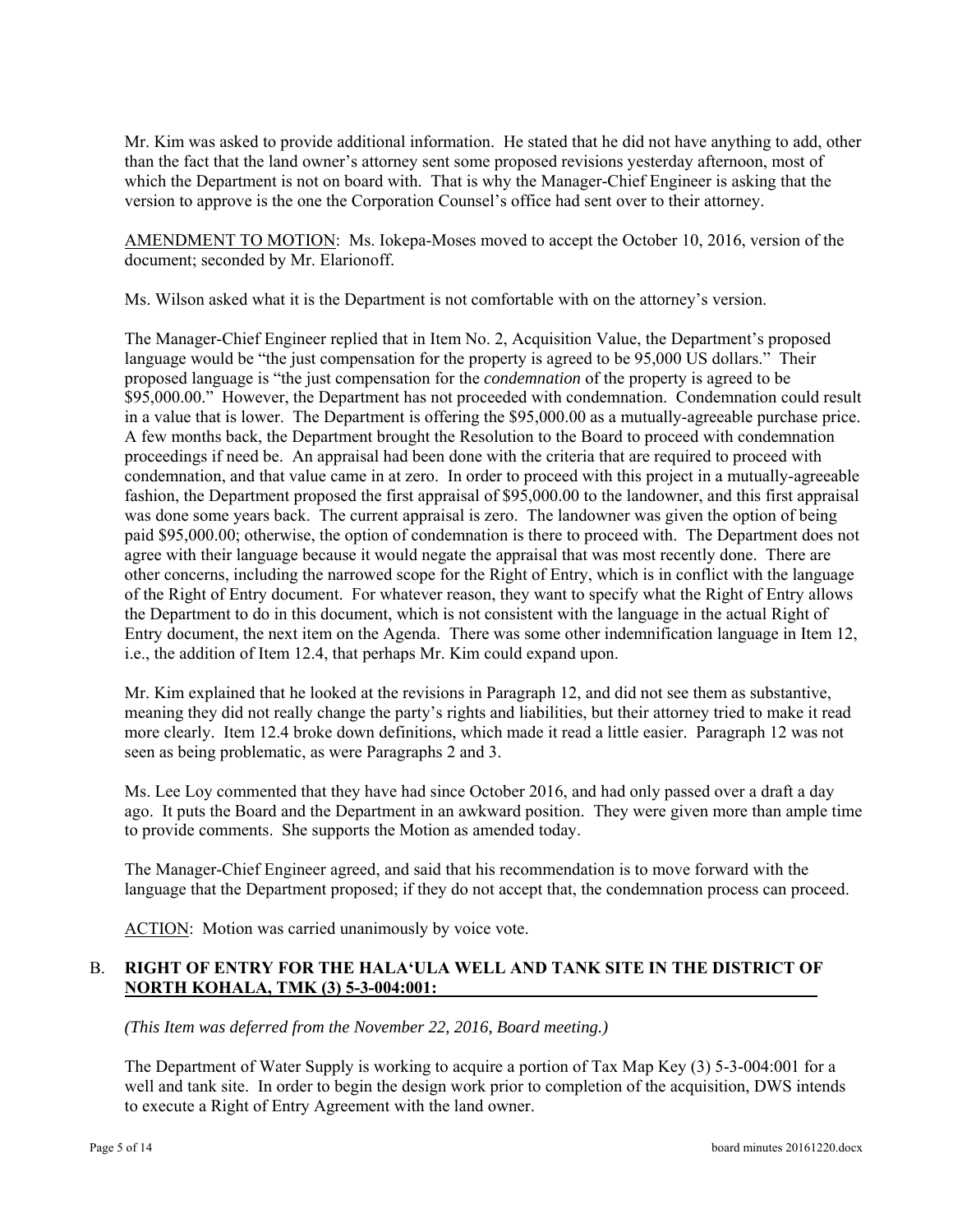Mr. Kim was asked to provide additional information. He stated that he did not have anything to add, other than the fact that the land owner's attorney sent some proposed revisions yesterday afternoon, most of which the Department is not on board with. That is why the Manager-Chief Engineer is asking that the version to approve is the one the Corporation Counsel's office had sent over to their attorney.

AMENDMENT TO MOTION: Ms. Iokepa-Moses moved to accept the October 10, 2016, version of the document; seconded by Mr. Elarionoff.

Ms. Wilson asked what it is the Department is not comfortable with on the attorney's version.

The Manager-Chief Engineer replied that in Item No. 2, Acquisition Value, the Department's proposed language would be "the just compensation for the property is agreed to be 95,000 US dollars." Their proposed language is "the just compensation for the *condemnation* of the property is agreed to be $95,000.00." However, the Department has not proceeded with condemnation. Condemnation could result in a value that is lower. The Department is offering the $95,000.00 as a mutually-agreeable purchase price. A few months back, the Department brought the Resolution to the Board to proceed with condemnation proceedings if need be. An appraisal had been done with the criteria that are required to proceed with condemnation, and that value came in at zero. In order to proceed with this project in a mutually-agreeable fashion, the Department proposed the first appraisal of $95,000.00 to the landowner, and this first appraisal was done some years back. The current appraisal is zero. The landowner was given the option of being paid $95,000.00; otherwise, the option of condemnation is there to proceed with. The Department does not agree with their language because it would negate the appraisal that was most recently done. There are other concerns, including the narrowed scope for the Right of Entry, which is in conflict with the language of the Right of Entry document. For whatever reason, they want to specify what the Right of Entry allows the Department to do in this document, which is not consistent with the language in the actual Right of Entry document, the next item on the Agenda. There was some other indemnification language in Item 12, i.e., the addition of Item 12.4, that perhaps Mr. Kim could expand upon.

Mr. Kim explained that he looked at the revisions in Paragraph 12, and did not see them as substantive, meaning they did not really change the party's rights and liabilities, but their attorney tried to make it read more clearly. Item 12.4 broke down definitions, which made it read a little easier. Paragraph 12 was not seen as being problematic, as were Paragraphs 2 and 3.

Ms. Lee Loy commented that they have had since October 2016, and had only passed over a draft a day ago. It puts the Board and the Department in an awkward position. They were given more than ample time to provide comments. She supports the Motion as amended today.

The Manager-Chief Engineer agreed, and said that his recommendation is to move forward with the language that the Department proposed; if they do not accept that, the condemnation process can proceed.

ACTION: Motion was carried unanimously by voice vote.

## B. RIGHT OF ENTRY FOR THE HALA'ULA WELL AND TANK SITE IN THE DISTRICT OF NORTH KOHALA, TMK (3) 5-3-004:001:

*(This Item was deferred from the November 22, 2016, Board meeting.)*

The Department of Water Supply is working to acquire a portion of Tax Map Key (3) 5-3-004:001 for a well and tank site. In order to begin the design work prior to completion of the acquisition, DWS intends to execute a Right of Entry Agreement with the land owner.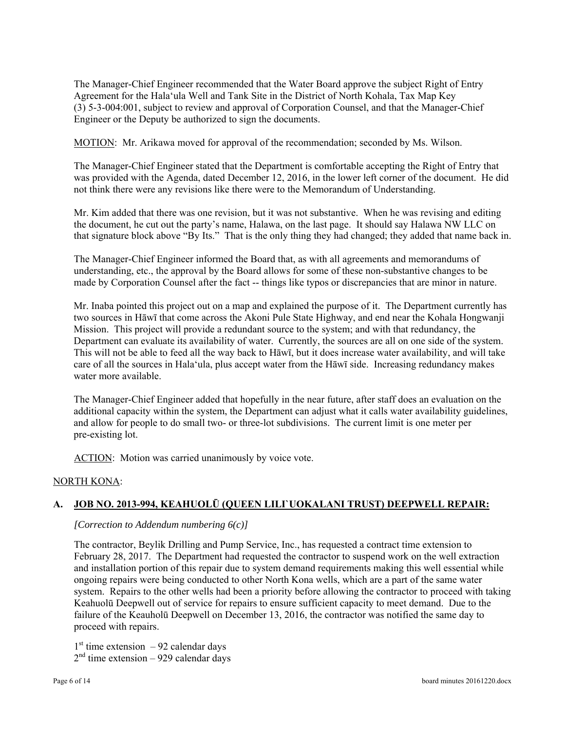The Manager-Chief Engineer recommended that the Water Board approve the subject Right of Entry Agreement for the Hala'ula Well and Tank Site in the District of North Kohala, Tax Map Key (3) 5-3-004:001, subject to review and approval of Corporation Counsel, and that the Manager-Chief Engineer or the Deputy be authorized to sign the documents.

MOTION: Mr. Arikawa moved for approval of the recommendation; seconded by Ms. Wilson.

The Manager-Chief Engineer stated that the Department is comfortable accepting the Right of Entry that was provided with the Agenda, dated December 12, 2016, in the lower left corner of the document. He did not think there were any revisions like there were to the Memorandum of Understanding.

Mr. Kim added that there was one revision, but it was not substantive. When he was revising and editing the document, he cut out the party's name, Halawa, on the last page. It should say Halawa NW LLC on that signature block above "By Its." That is the only thing they had changed; they added that name back in.

The Manager-Chief Engineer informed the Board that, as with all agreements and memorandums of understanding, etc., the approval by the Board allows for some of these non-substantive changes to be made by Corporation Counsel after the fact -- things like typos or discrepancies that are minor in nature.

Mr. Inaba pointed this project out on a map and explained the purpose of it. The Department currently has two sources in Hāwī that come across the Akoni Pule State Highway, and end near the Kohala Hongwanji Mission. This project will provide a redundant source to the system; and with that redundancy, the Department can evaluate its availability of water. Currently, the sources are all on one side of the system. This will not be able to feed all the way back to Hāwī, but it does increase water availability, and will take care of all the sources in Hala'ula, plus accept water from the Hāwī side. Increasing redundancy makes water more available.

The Manager-Chief Engineer added that hopefully in the near future, after staff does an evaluation on the additional capacity within the system, the Department can adjust what it calls water availability guidelines, and allow for people to do small two- or three-lot subdivisions. The current limit is one meter per pre-existing lot.

ACTION: Motion was carried unanimously by voice vote.

NORTH KONA:

**A. JOB NO. 2013-994, KEAHUOLŪ (QUEEN LILI`UOKALANI TRUST) DEEPWELL REPAIR:**

*[Correction to Addendum numbering 6(c)]*

The contractor, Beylik Drilling and Pump Service, Inc., has requested a contract time extension to February 28, 2017. The Department had requested the contractor to suspend work on the well extraction and installation portion of this repair due to system demand requirements making this well essential while ongoing repairs were being conducted to other North Kona wells, which are a part of the same water system. Repairs to the other wells had been a priority before allowing the contractor to proceed with taking Keahuolū Deepwell out of service for repairs to ensure sufficient capacity to meet demand. Due to the failure of the Keauholū Deepwell on December 13, 2016, the contractor was notified the same day to proceed with repairs.

1st time extension – 92 calendar days
2nd time extension – 929 calendar days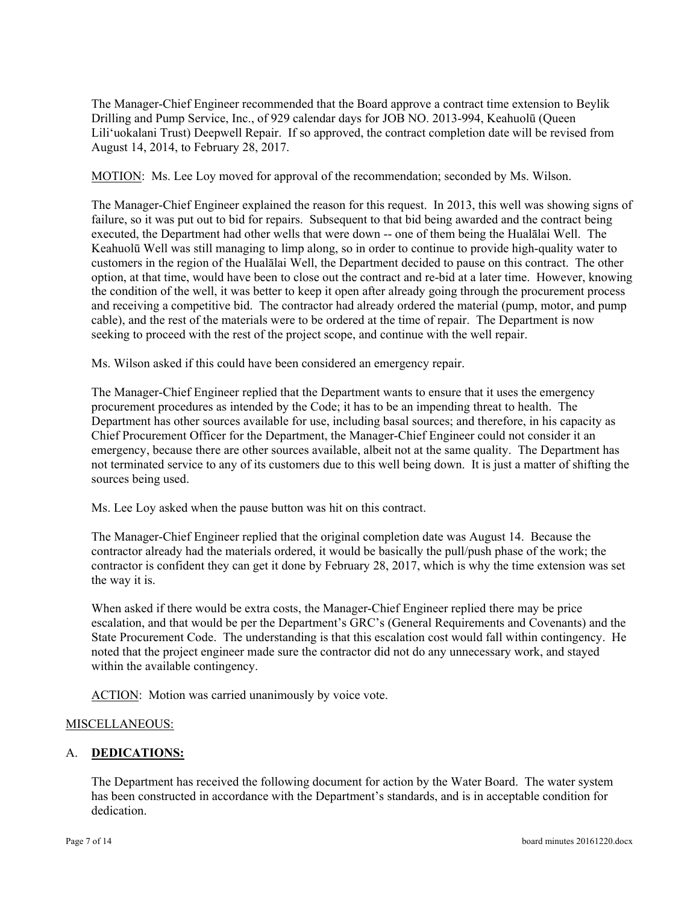The Manager-Chief Engineer recommended that the Board approve a contract time extension to Beylik Drilling and Pump Service, Inc., of 929 calendar days for JOB NO. 2013-994, Keahuolū (Queen Lili'uokalani Trust) Deepwell Repair. If so approved, the contract completion date will be revised from August 14, 2014, to February 28, 2017.

MOTION: Ms. Lee Loy moved for approval of the recommendation; seconded by Ms. Wilson.

The Manager-Chief Engineer explained the reason for this request. In 2013, this well was showing signs of failure, so it was put out to bid for repairs. Subsequent to that bid being awarded and the contract being executed, the Department had other wells that were down -- one of them being the Hualālai Well. The Keahuolū Well was still managing to limp along, so in order to continue to provide high-quality water to customers in the region of the Hualālai Well, the Department decided to pause on this contract. The other option, at that time, would have been to close out the contract and re-bid at a later time. However, knowing the condition of the well, it was better to keep it open after already going through the procurement process and receiving a competitive bid. The contractor had already ordered the material (pump, motor, and pump cable), and the rest of the materials were to be ordered at the time of repair. The Department is now seeking to proceed with the rest of the project scope, and continue with the well repair.

Ms. Wilson asked if this could have been considered an emergency repair.

The Manager-Chief Engineer replied that the Department wants to ensure that it uses the emergency procurement procedures as intended by the Code; it has to be an impending threat to health. The Department has other sources available for use, including basal sources; and therefore, in his capacity as Chief Procurement Officer for the Department, the Manager-Chief Engineer could not consider it an emergency, because there are other sources available, albeit not at the same quality. The Department has not terminated service to any of its customers due to this well being down. It is just a matter of shifting the sources being used.

Ms. Lee Loy asked when the pause button was hit on this contract.

The Manager-Chief Engineer replied that the original completion date was August 14. Because the contractor already had the materials ordered, it would be basically the pull/push phase of the work; the contractor is confident they can get it done by February 28, 2017, which is why the time extension was set the way it is.

When asked if there would be extra costs, the Manager-Chief Engineer replied there may be price escalation, and that would be per the Department's GRC's (General Requirements and Covenants) and the State Procurement Code. The understanding is that this escalation cost would fall within contingency. He noted that the project engineer made sure the contractor did not do any unnecessary work, and stayed within the available contingency.

ACTION: Motion was carried unanimously by voice vote.

MISCELLANEOUS:

A. **DEDICATIONS:**

The Department has received the following document for action by the Water Board. The water system has been constructed in accordance with the Department's standards, and is in acceptable condition for dedication.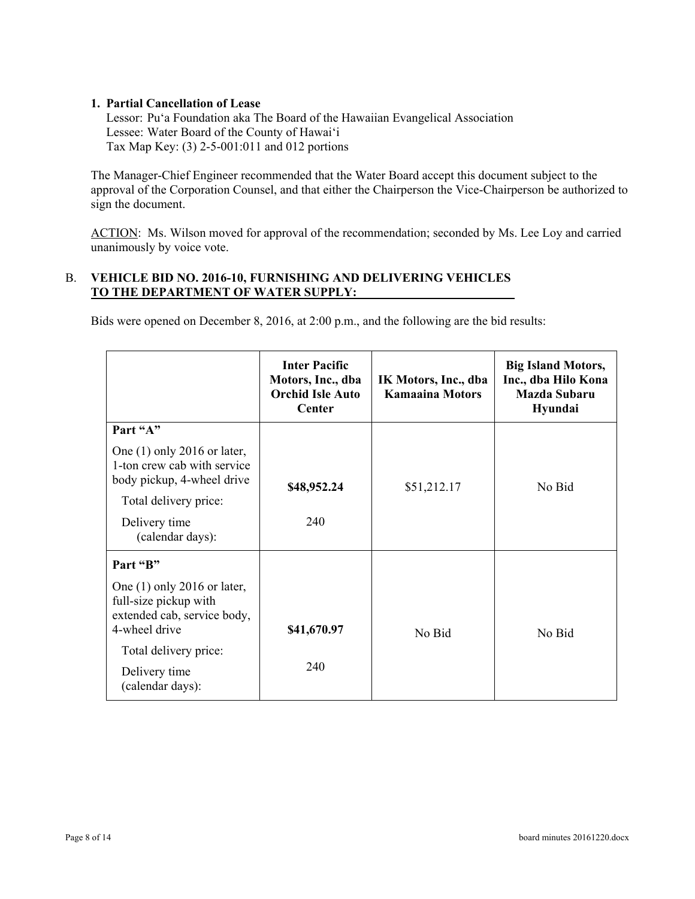**1. Partial Cancellation of Lease**
Lessor: Pu'a Foundation aka The Board of the Hawaiian Evangelical Association
Lessee: Water Board of the County of Hawai'i
Tax Map Key: (3) 2-5-001:011 and 012 portions

The Manager-Chief Engineer recommended that the Water Board accept this document subject to the approval of the Corporation Counsel, and that either the Chairperson the Vice-Chairperson be authorized to sign the document.

ACTION: Ms. Wilson moved for approval of the recommendation; seconded by Ms. Lee Loy and carried unanimously by voice vote.

B. **VEHICLE BID NO. 2016-10, FURNISHING AND DELIVERING VEHICLES TO THE DEPARTMENT OF WATER SUPPLY:**

Bids were opened on December 8, 2016, at 2:00 p.m., and the following are the bid results:

| | **Inter Pacific Motors, Inc., dba Orchid Isle Auto Center** | **IK Motors, Inc., dba Kamaaina Motors** | **Big Island Motors, Inc., dba Hilo Kona Mazda Subaru Hyundai** |
|---|---|---|---|
| **Part "A"**<br>One (1) only 2016 or later, 1-ton crew cab with service body pickup, 4-wheel drive<br>Total delivery price:<br>Delivery time (calendar days): | **$48,952.24**<br>240 | $51,212.17 | No Bid |
| **Part "B"**<br>One (1) only 2016 or later, full-size pickup with extended cab, service body, 4-wheel drive<br>Total delivery price:<br>Delivery time (calendar days): | **$41,670.97**<br>240 | No Bid | No Bid |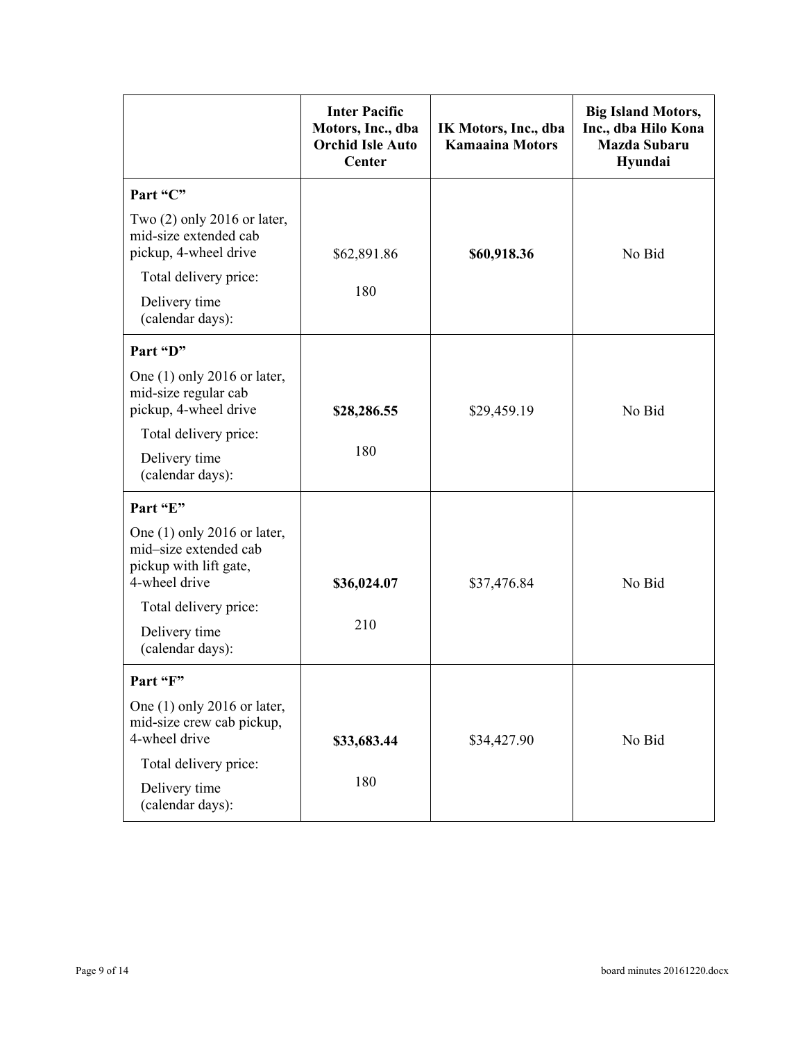| | **Inter Pacific Motors, Inc., dba Orchid Isle Auto Center** | **IK Motors, Inc., dba Kamaaina Motors** | **Big Island Motors, Inc., dba Hilo Kona Mazda Subaru Hyundai** |
|---|---|---|---|
| **Part "C"**<br>Two (2) only 2016 or later, mid-size extended cab pickup, 4-wheel drive<br>Total delivery price:<br>Delivery time (calendar days): | $62,891.86<br>180 | **$60,918.36** | No Bid |
| **Part "D"**<br>One (1) only 2016 or later, mid-size regular cab pickup, 4-wheel drive<br>Total delivery price:<br>Delivery time (calendar days): | **$28,286.55**<br>180 | $29,459.19 | No Bid |
| **Part "E"**<br>One (1) only 2016 or later, mid–size extended cab pickup with lift gate, 4-wheel drive<br>Total delivery price:<br>Delivery time (calendar days): | **$36,024.07**<br>210 | $37,476.84 | No Bid |
| **Part "F"**<br>One (1) only 2016 or later, mid-size crew cab pickup, 4-wheel drive<br>Total delivery price:<br>Delivery time (calendar days): | **$33,683.44**<br>180 | $34,427.90 | No Bid |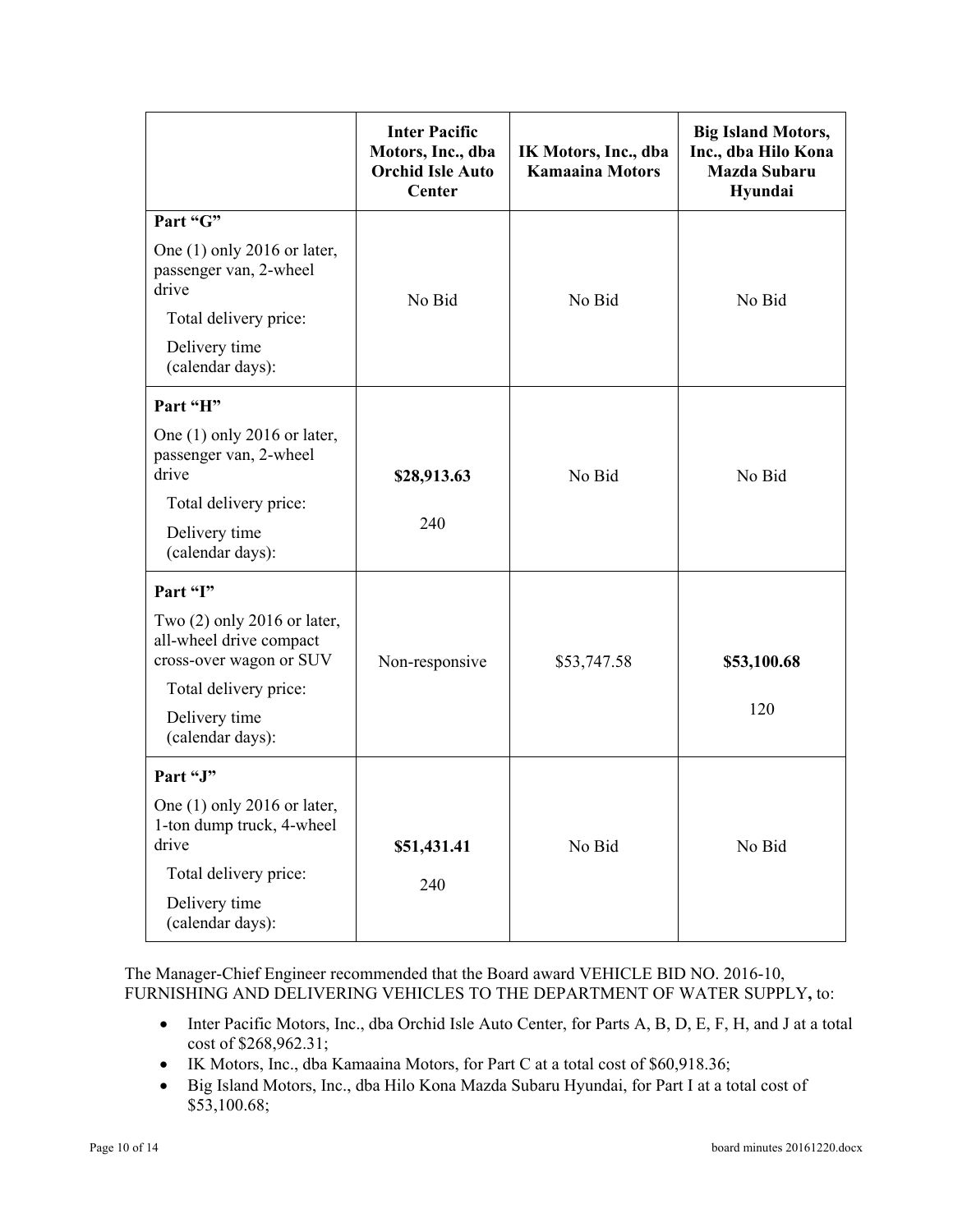| | **Inter Pacific Motors, Inc., dba Orchid Isle Auto Center** | **IK Motors, Inc., dba Kamaaina Motors** | **Big Island Motors, Inc., dba Hilo Kona Mazda Subaru Hyundai** |
|---|---|---|---|
| **Part "G"**<br>One (1) only 2016 or later, passenger van, 2-wheel drive<br>Total delivery price:<br>Delivery time (calendar days): | No Bid | No Bid | No Bid |
| **Part "H"**<br>One (1) only 2016 or later, passenger van, 2-wheel drive<br>Total delivery price:<br>Delivery time (calendar days): | **$28,913.63**<br>240 | No Bid | No Bid |
| **Part "I"**<br>Two (2) only 2016 or later, all-wheel drive compact cross-over wagon or SUV<br>Total delivery price:<br>Delivery time (calendar days): | Non-responsive | $53,747.58 | **$53,100.68**<br>120 |
| **Part "J"**<br>One (1) only 2016 or later, 1-ton dump truck, 4-wheel drive<br>Total delivery price:<br>Delivery time (calendar days): | **$51,431.41**<br>240 | No Bid | No Bid |

The Manager-Chief Engineer recommended that the Board award VEHICLE BID NO. 2016-10, FURNISHING AND DELIVERING VEHICLES TO THE DEPARTMENT OF WATER SUPPLY**,** to:

- Inter Pacific Motors, Inc., dba Orchid Isle Auto Center, for Parts A, B, D, E, F, H, and J at a total cost of $268,962.31;
- IK Motors, Inc., dba Kamaaina Motors, for Part C at a total cost of $60,918.36;
- Big Island Motors, Inc., dba Hilo Kona Mazda Subaru Hyundai, for Part I at a total cost of $53,100.68;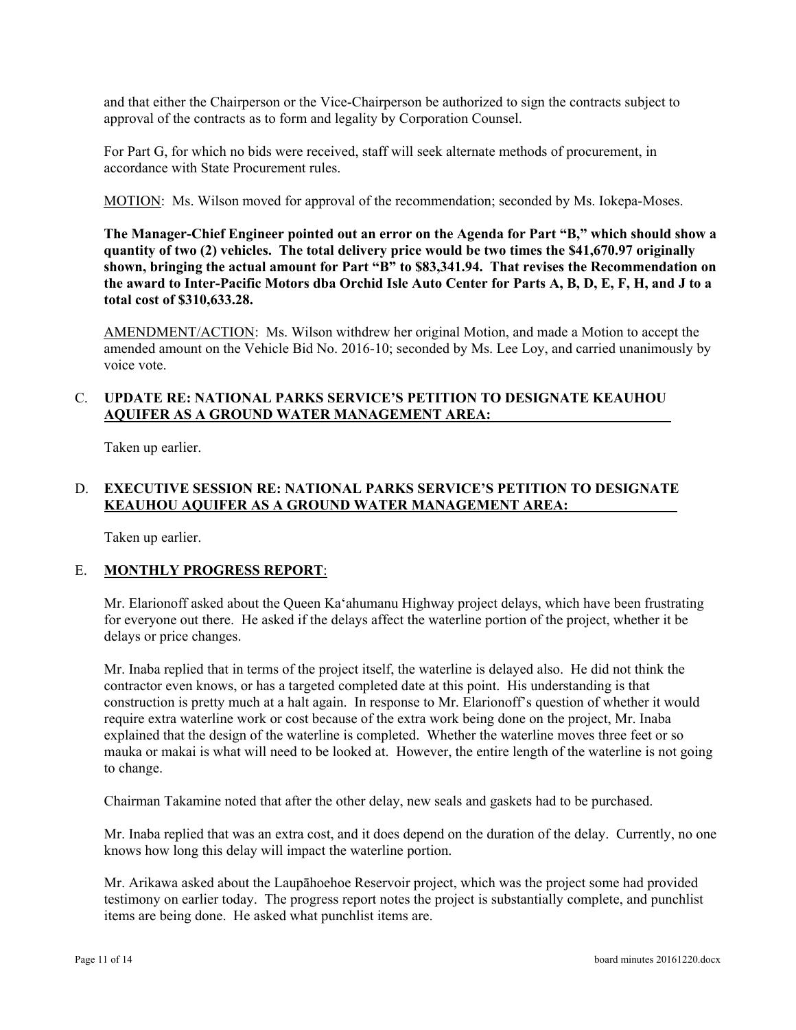and that either the Chairperson or the Vice-Chairperson be authorized to sign the contracts subject to approval of the contracts as to form and legality by Corporation Counsel.

For Part G, for which no bids were received, staff will seek alternate methods of procurement, in accordance with State Procurement rules.

MOTION: Ms. Wilson moved for approval of the recommendation; seconded by Ms. Iokepa-Moses.

**The Manager-Chief Engineer pointed out an error on the Agenda for Part "B," which should show a quantity of two (2) vehicles. The total delivery price would be two times the $41,670.97 originally shown, bringing the actual amount for Part "B" to $83,341.94. That revises the Recommendation on the award to Inter-Pacific Motors dba Orchid Isle Auto Center for Parts A, B, D, E, F, H, and J to a total cost of $310,633.28.**

AMENDMENT/ACTION: Ms. Wilson withdrew her original Motion, and made a Motion to accept the amended amount on the Vehicle Bid No. 2016-10; seconded by Ms. Lee Loy, and carried unanimously by voice vote.

## C. UPDATE RE: NATIONAL PARKS SERVICE'S PETITION TO DESIGNATE KEAUHOU AQUIFER AS A GROUND WATER MANAGEMENT AREA:

Taken up earlier.

## D. EXECUTIVE SESSION RE: NATIONAL PARKS SERVICE'S PETITION TO DESIGNATE KEAUHOU AQUIFER AS A GROUND WATER MANAGEMENT AREA:

Taken up earlier.

## E. MONTHLY PROGRESS REPORT:

Mr. Elarionoff asked about the Queen Ka'ahumanu Highway project delays, which have been frustrating for everyone out there. He asked if the delays affect the waterline portion of the project, whether it be delays or price changes.

Mr. Inaba replied that in terms of the project itself, the waterline is delayed also. He did not think the contractor even knows, or has a targeted completed date at this point. His understanding is that construction is pretty much at a halt again. In response to Mr. Elarionoff's question of whether it would require extra waterline work or cost because of the extra work being done on the project, Mr. Inaba explained that the design of the waterline is completed. Whether the waterline moves three feet or so mauka or makai is what will need to be looked at. However, the entire length of the waterline is not going to change.

Chairman Takamine noted that after the other delay, new seals and gaskets had to be purchased.

Mr. Inaba replied that was an extra cost, and it does depend on the duration of the delay. Currently, no one knows how long this delay will impact the waterline portion.

Mr. Arikawa asked about the Laupāhoehoe Reservoir project, which was the project some had provided testimony on earlier today. The progress report notes the project is substantially complete, and punchlist items are being done. He asked what punchlist items are.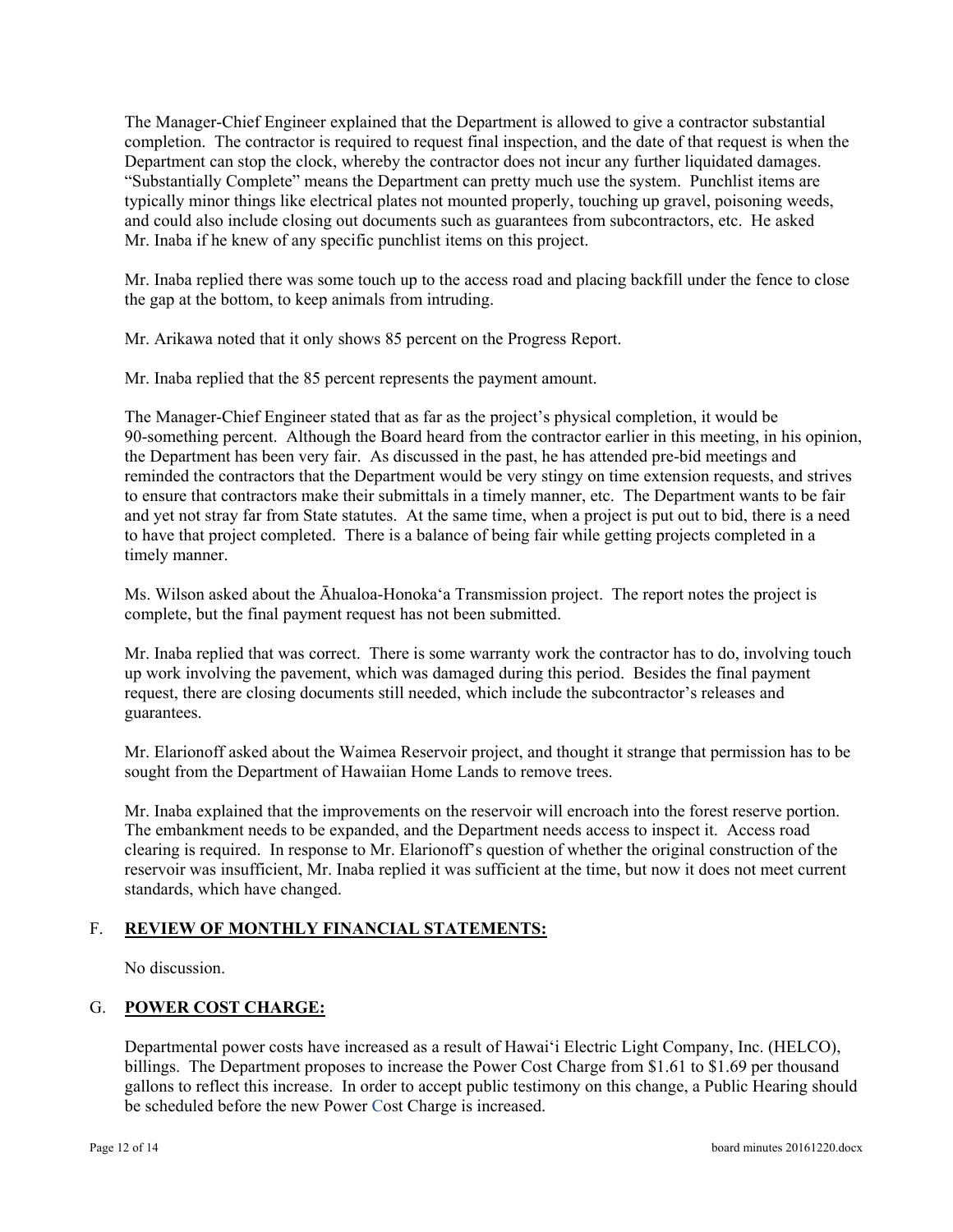The Manager-Chief Engineer explained that the Department is allowed to give a contractor substantial completion. The contractor is required to request final inspection, and the date of that request is when the Department can stop the clock, whereby the contractor does not incur any further liquidated damages. "Substantially Complete" means the Department can pretty much use the system. Punchlist items are typically minor things like electrical plates not mounted properly, touching up gravel, poisoning weeds, and could also include closing out documents such as guarantees from subcontractors, etc. He asked Mr. Inaba if he knew of any specific punchlist items on this project.

Mr. Inaba replied there was some touch up to the access road and placing backfill under the fence to close the gap at the bottom, to keep animals from intruding.

Mr. Arikawa noted that it only shows 85 percent on the Progress Report.

Mr. Inaba replied that the 85 percent represents the payment amount.

The Manager-Chief Engineer stated that as far as the project's physical completion, it would be 90-something percent. Although the Board heard from the contractor earlier in this meeting, in his opinion, the Department has been very fair. As discussed in the past, he has attended pre-bid meetings and reminded the contractors that the Department would be very stingy on time extension requests, and strives to ensure that contractors make their submittals in a timely manner, etc. The Department wants to be fair and yet not stray far from State statutes. At the same time, when a project is put out to bid, there is a need to have that project completed. There is a balance of being fair while getting projects completed in a timely manner.

Ms. Wilson asked about the Āhualoa-Honoka'a Transmission project. The report notes the project is complete, but the final payment request has not been submitted.

Mr. Inaba replied that was correct. There is some warranty work the contractor has to do, involving touch up work involving the pavement, which was damaged during this period. Besides the final payment request, there are closing documents still needed, which include the subcontractor's releases and guarantees.

Mr. Elarionoff asked about the Waimea Reservoir project, and thought it strange that permission has to be sought from the Department of Hawaiian Home Lands to remove trees.

Mr. Inaba explained that the improvements on the reservoir will encroach into the forest reserve portion. The embankment needs to be expanded, and the Department needs access to inspect it. Access road clearing is required. In response to Mr. Elarionoff's question of whether the original construction of the reservoir was insufficient, Mr. Inaba replied it was sufficient at the time, but now it does not meet current standards, which have changed.

## F. **REVIEW OF MONTHLY FINANCIAL STATEMENTS:**

No discussion.

## G. **POWER COST CHARGE:**

Departmental power costs have increased as a result of Hawai'i Electric Light Company, Inc. (HELCO), billings. The Department proposes to increase the Power Cost Charge from $1.61 to $1.69 per thousand gallons to reflect this increase. In order to accept public testimony on this change, a Public Hearing should be scheduled before the new Power Cost Charge is increased.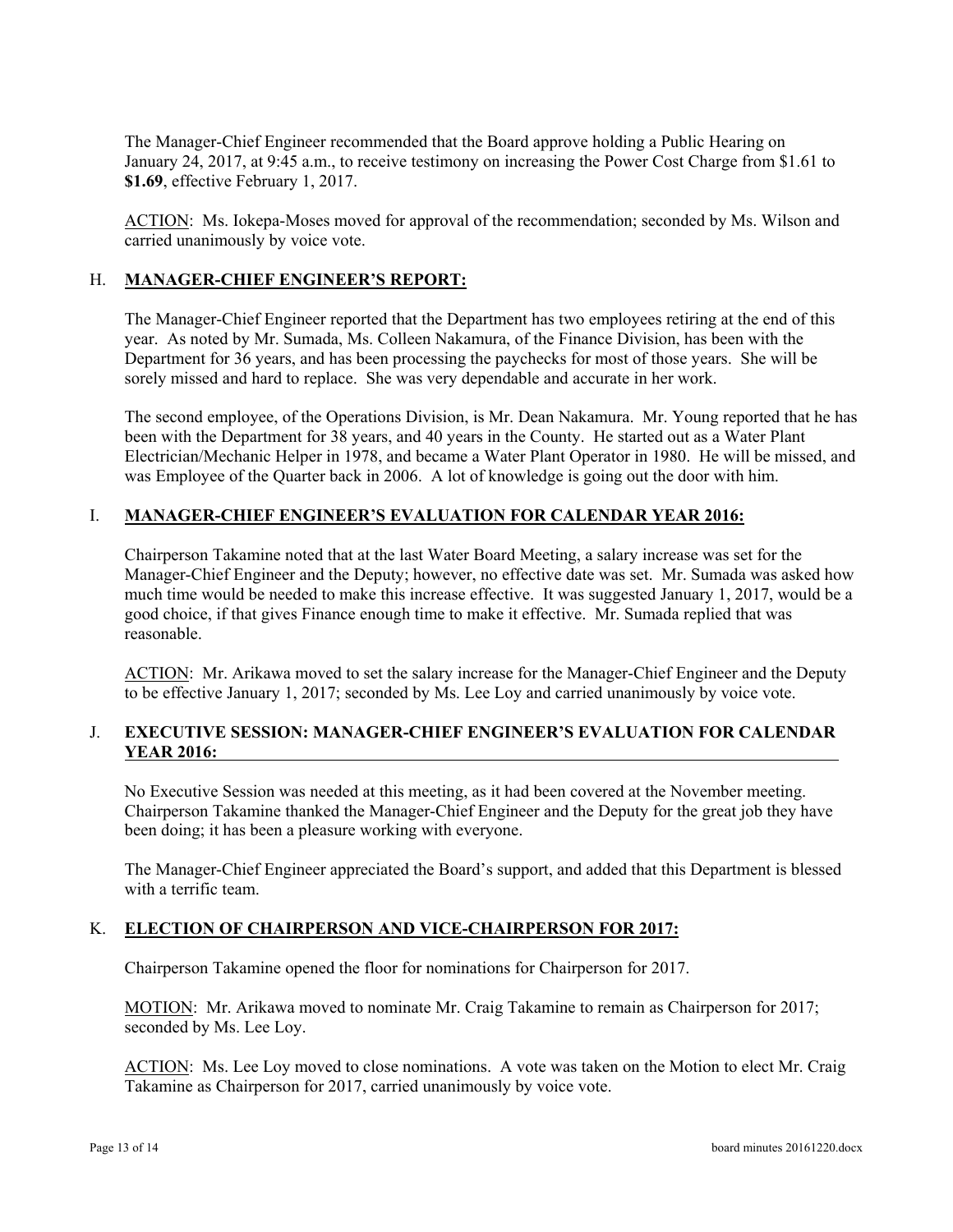The Manager-Chief Engineer recommended that the Board approve holding a Public Hearing on January 24, 2017, at 9:45 a.m., to receive testimony on increasing the Power Cost Charge from $1.61 to **$1.69**, effective February 1, 2017.

ACTION: Ms. Iokepa-Moses moved for approval of the recommendation; seconded by Ms. Wilson and carried unanimously by voice vote.

## H. MANAGER-CHIEF ENGINEER'S REPORT:

The Manager-Chief Engineer reported that the Department has two employees retiring at the end of this year. As noted by Mr. Sumada, Ms. Colleen Nakamura, of the Finance Division, has been with the Department for 36 years, and has been processing the paychecks for most of those years. She will be sorely missed and hard to replace. She was very dependable and accurate in her work.

The second employee, of the Operations Division, is Mr. Dean Nakamura. Mr. Young reported that he has been with the Department for 38 years, and 40 years in the County. He started out as a Water Plant Electrician/Mechanic Helper in 1978, and became a Water Plant Operator in 1980. He will be missed, and was Employee of the Quarter back in 2006. A lot of knowledge is going out the door with him.

## I. MANAGER-CHIEF ENGINEER'S EVALUATION FOR CALENDAR YEAR 2016:

Chairperson Takamine noted that at the last Water Board Meeting, a salary increase was set for the Manager-Chief Engineer and the Deputy; however, no effective date was set. Mr. Sumada was asked how much time would be needed to make this increase effective. It was suggested January 1, 2017, would be a good choice, if that gives Finance enough time to make it effective. Mr. Sumada replied that was reasonable.

ACTION: Mr. Arikawa moved to set the salary increase for the Manager-Chief Engineer and the Deputy to be effective January 1, 2017; seconded by Ms. Lee Loy and carried unanimously by voice vote.

## J. EXECUTIVE SESSION: MANAGER-CHIEF ENGINEER'S EVALUATION FOR CALENDAR YEAR 2016:

No Executive Session was needed at this meeting, as it had been covered at the November meeting. Chairperson Takamine thanked the Manager-Chief Engineer and the Deputy for the great job they have been doing; it has been a pleasure working with everyone.

The Manager-Chief Engineer appreciated the Board's support, and added that this Department is blessed with a terrific team.

## K. ELECTION OF CHAIRPERSON AND VICE-CHAIRPERSON FOR 2017:

Chairperson Takamine opened the floor for nominations for Chairperson for 2017.

MOTION: Mr. Arikawa moved to nominate Mr. Craig Takamine to remain as Chairperson for 2017; seconded by Ms. Lee Loy.

ACTION: Ms. Lee Loy moved to close nominations. A vote was taken on the Motion to elect Mr. Craig Takamine as Chairperson for 2017, carried unanimously by voice vote.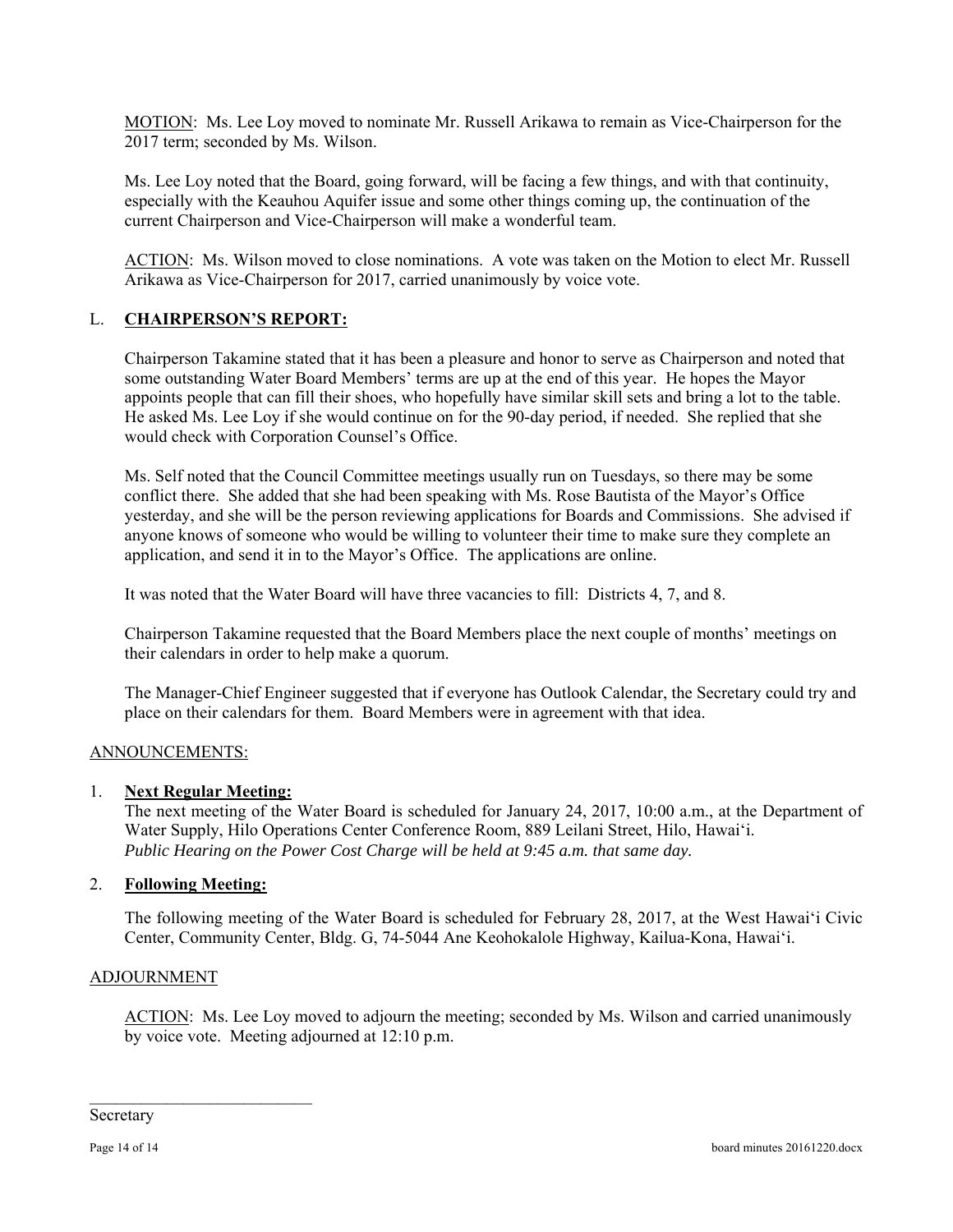MOTION: Ms. Lee Loy moved to nominate Mr. Russell Arikawa to remain as Vice-Chairperson for the 2017 term; seconded by Ms. Wilson.

Ms. Lee Loy noted that the Board, going forward, will be facing a few things, and with that continuity, especially with the Keauhou Aquifer issue and some other things coming up, the continuation of the current Chairperson and Vice-Chairperson will make a wonderful team.

ACTION: Ms. Wilson moved to close nominations. A vote was taken on the Motion to elect Mr. Russell Arikawa as Vice-Chairperson for 2017, carried unanimously by voice vote.

## L. **CHAIRPERSON'S REPORT:**

Chairperson Takamine stated that it has been a pleasure and honor to serve as Chairperson and noted that some outstanding Water Board Members' terms are up at the end of this year. He hopes the Mayor appoints people that can fill their shoes, who hopefully have similar skill sets and bring a lot to the table. He asked Ms. Lee Loy if she would continue on for the 90-day period, if needed. She replied that she would check with Corporation Counsel's Office.

Ms. Self noted that the Council Committee meetings usually run on Tuesdays, so there may be some conflict there. She added that she had been speaking with Ms. Rose Bautista of the Mayor's Office yesterday, and she will be the person reviewing applications for Boards and Commissions. She advised if anyone knows of someone who would be willing to volunteer their time to make sure they complete an application, and send it in to the Mayor's Office. The applications are online.

It was noted that the Water Board will have three vacancies to fill: Districts 4, 7, and 8.

Chairperson Takamine requested that the Board Members place the next couple of months' meetings on their calendars in order to help make a quorum.

The Manager-Chief Engineer suggested that if everyone has Outlook Calendar, the Secretary could try and place on their calendars for them. Board Members were in agreement with that idea.

## ANNOUNCEMENTS:

1. **Next Regular Meeting:**

   The next meeting of the Water Board is scheduled for January 24, 2017, 10:00 a.m., at the Department of Water Supply, Hilo Operations Center Conference Room, 889 Leilani Street, Hilo, Hawai'i.
   *Public Hearing on the Power Cost Charge will be held at 9:45 a.m. that same day.*

2. **Following Meeting:**

   The following meeting of the Water Board is scheduled for February 28, 2017, at the West Hawai'i Civic Center, Community Center, Bldg. G, 74-5044 Ane Keohokalole Highway, Kailua-Kona, Hawai'i.

## ADJOURNMENT

ACTION: Ms. Lee Loy moved to adjourn the meeting; seconded by Ms. Wilson and carried unanimously by voice vote. Meeting adjourned at 12:10 p.m.

\_\_\_\_\_\_\_\_\_\_\_\_\_\_\_\_\_\_\_\_\_\_\_\_\_\_\_\_

Secretary